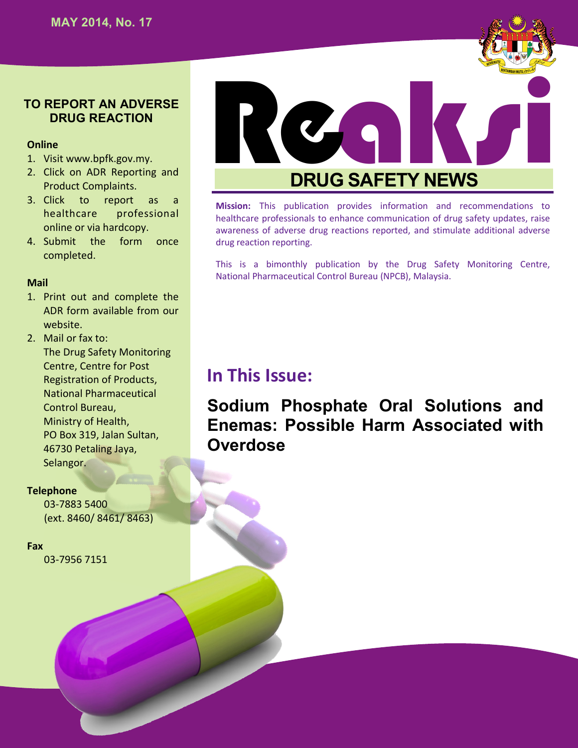MAY 2014, No. 17

# Reaksi

## DRUG SAFETY NEWS

**Mission:** This publication provides information and recommendations to healthcare professionals to enhance communication of drug safety updates, raise awareness of adverse drug reactions reported, and stimulate additional adverse drug reaction reporting.

This is a bimonthly publication by the Drug Safety Monitoring Centre, National Pharmaceutical Control Bureau (NPCB), Malaysia.

## TO REPORT AN ADVERSE DRUG REACTION

**Online**

1. Visit www.bpfk.gov.my.
2. Click on ADR Reporting and Product Complaints.
3. Click to report as a healthcare professional online or via hardcopy.
4. Submit the form once completed.

**Mail**

1. Print out and complete the ADR form available from our website.
2. Mail or fax to:
   The Drug Safety Monitoring Centre, Centre for Post Registration of Products, National Pharmaceutical Control Bureau, Ministry of Health, PO Box 319, Jalan Sultan, 46730 Petaling Jaya, Selangor.

**Telephone**

03-7883 5400
(ext. 8460/ 8461/ 8463)

**Fax**

03-7956 7151

## In This Issue:

**Sodium Phosphate Oral Solutions and Enemas: Possible Harm Associated with Overdose**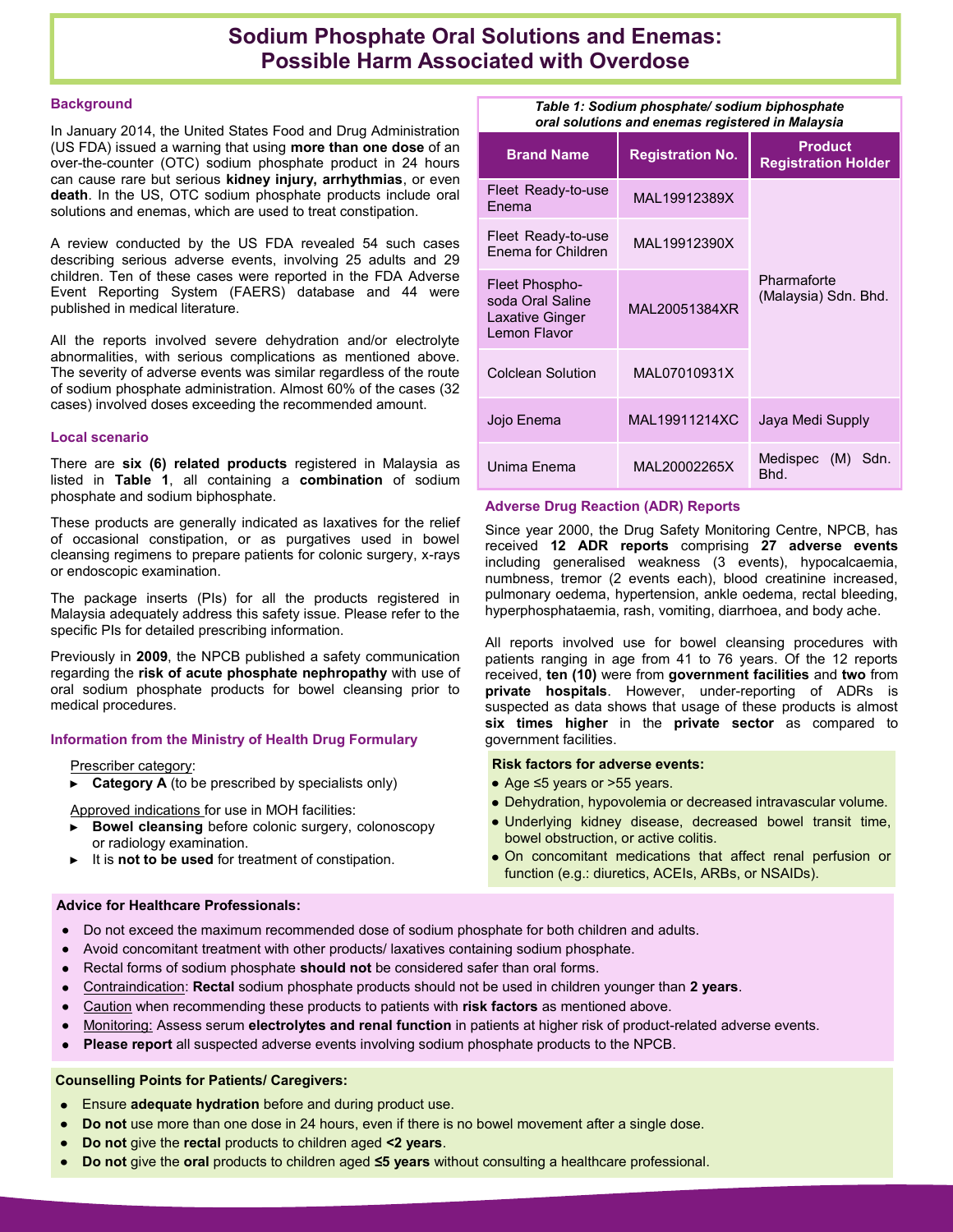# Sodium Phosphate Oral Solutions and Enemas: Possible Harm Associated with Overdose

### Background

In January 2014, the United States Food and Drug Administration (US FDA) issued a warning that using **more than one dose** of an over-the-counter (OTC) sodium phosphate product in 24 hours can cause rare but serious **kidney injury, arrhythmias**, or even **death**. In the US, OTC sodium phosphate products include oral solutions and enemas, which are used to treat constipation.

A review conducted by the US FDA revealed 54 such cases describing serious adverse events, involving 25 adults and 29 children. Ten of these cases were reported in the FDA Adverse Event Reporting System (FAERS) database and 44 were published in medical literature.

All the reports involved severe dehydration and/or electrolyte abnormalities, with serious complications as mentioned above. The severity of adverse events was similar regardless of the route of sodium phosphate administration. Almost 60% of the cases (32 cases) involved doses exceeding the recommended amount.

### Local scenario

There are **six (6) related products** registered in Malaysia as listed in **Table 1**, all containing a **combination** of sodium phosphate and sodium biphosphate.

These products are generally indicated as laxatives for the relief of occasional constipation, or as purgatives used in bowel cleansing regimens to prepare patients for colonic surgery, x-rays or endoscopic examination.

The package inserts (PIs) for all the products registered in Malaysia adequately address this safety issue. Please refer to the specific PIs for detailed prescribing information.

Previously in **2009**, the NPCB published a safety communication regarding the **risk of acute phosphate nephropathy** with use of oral sodium phosphate products for bowel cleansing prior to medical procedures.

### Information from the Ministry of Health Drug Formulary

Prescriber category:
- **Category A** (to be prescribed by specialists only)

Approved indications for use in MOH facilities:
- **Bowel cleansing** before colonic surgery, colonoscopy or radiology examination.
- It is **not to be used** for treatment of constipation.

*Table 1: Sodium phosphate/ sodium biphosphate oral solutions and enemas registered in Malaysia*

| Brand Name | Registration No. | Product Registration Holder |
|---|---|---|
| Fleet Ready-to-use Enema | MAL19912389X | Pharmaforte (Malaysia) Sdn. Bhd. |
| Fleet Ready-to-use Enema for Children | MAL19912390X | |
| Fleet Phospho-soda Oral Saline Laxative Ginger Lemon Flavor | MAL20051384XR | |
| Colclean Solution | MAL07010931X | |
| Jojo Enema | MAL19911214XC | Jaya Medi Supply |
| Unima Enema | MAL20002265X | Medispec (M) Sdn. Bhd. |

### Adverse Drug Reaction (ADR) Reports

Since year 2000, the Drug Safety Monitoring Centre, NPCB, has received **12 ADR reports** comprising **27 adverse events** including generalised weakness (3 events), hypocalcaemia, numbness, tremor (2 events each), blood creatinine increased, pulmonary oedema, hypertension, ankle oedema, rectal bleeding, hyperphosphataemia, rash, vomiting, diarrhoea, and body ache.

All reports involved use for bowel cleansing procedures with patients ranging in age from 41 to 76 years. Of the 12 reports received, **ten (10)** were from **government facilities** and **two** from **private hospitals**. However, under-reporting of ADRs is suspected as data shows that usage of these products is almost **six times higher** in the **private sector** as compared to government facilities.

**Risk factors for adverse events:**
- Age ≤5 years or >55 years.
- Dehydration, hypovolemia or decreased intravascular volume.
- Underlying kidney disease, decreased bowel transit time, bowel obstruction, or active colitis.
- On concomitant medications that affect renal perfusion or function (e.g.: diuretics, ACEIs, ARBs, or NSAIDs).

**Advice for Healthcare Professionals:**
- Do not exceed the maximum recommended dose of sodium phosphate for both children and adults.
- Avoid concomitant treatment with other products/ laxatives containing sodium phosphate.
- Rectal forms of sodium phosphate **should not** be considered safer than oral forms.
- Contraindication: **Rectal** sodium phosphate products should not be used in children younger than **2 years**.
- Caution when recommending these products to patients with **risk factors** as mentioned above.
- Monitoring: Assess serum **electrolytes and renal function** in patients at higher risk of product-related adverse events.
- **Please report** all suspected adverse events involving sodium phosphate products to the NPCB.

**Counselling Points for Patients/ Caregivers:**
- Ensure **adequate hydration** before and during product use.
- **Do not** use more than one dose in 24 hours, even if there is no bowel movement after a single dose.
- **Do not** give the **rectal** products to children aged **<2 years**.
- **Do not** give the **oral** products to children aged **≤5 years** without consulting a healthcare professional.